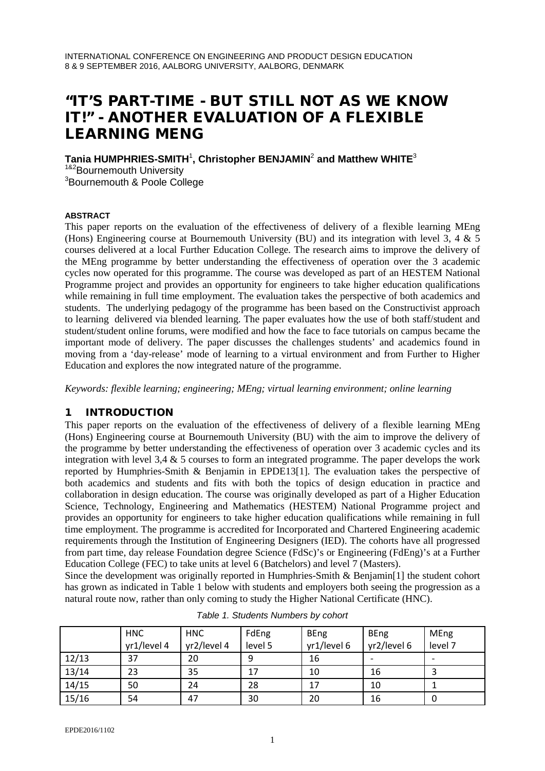# "IT'S PART-TIME - BUT STILL NOT AS WE KNOW IT!" - ANOTHER EVALUATION OF A FLEXIBLE LEARNING MENG

**Tania HUMPHRIES-SMITH**[1]**, Christopher BENJAMIN**[2] **and Matthew WHITE**[3]

[1&2]Bournemouth University

[3]Bournemouth & Poole College

**ABSTRACT**

This paper reports on the evaluation of the effectiveness of delivery of a flexible learning MEng (Hons) Engineering course at Bournemouth University (BU) and its integration with level 3, 4 & 5 courses delivered at a local Further Education College. The research aims to improve the delivery of the MEng programme by better understanding the effectiveness of operation over the 3 academic cycles now operated for this programme. The course was developed as part of an HESTEM National Programme project and provides an opportunity for engineers to take higher education qualifications while remaining in full time employment. The evaluation takes the perspective of both academics and students. The underlying pedagogy of the programme has been based on the Constructivist approach to learning delivered via blended learning. The paper evaluates how the use of both staff/student and student/student online forums, were modified and how the face to face tutorials on campus became the important mode of delivery. The paper discusses the challenges students' and academics found in moving from a 'day-release' mode of learning to a virtual environment and from Further to Higher Education and explores the now integrated nature of the programme.

*Keywords: flexible learning; engineering; MEng; virtual learning environment; online learning*

## 1 INTRODUCTION

This paper reports on the evaluation of the effectiveness of delivery of a flexible learning MEng (Hons) Engineering course at Bournemouth University (BU) with the aim to improve the delivery of the programme by better understanding the effectiveness of operation over 3 academic cycles and its integration with level 3,4 & 5 courses to form an integrated programme. The paper develops the work reported by Humphries-Smith & Benjamin in EPDE13[1]. The evaluation takes the perspective of both academics and students and fits with both the topics of design education in practice and collaboration in design education. The course was originally developed as part of a Higher Education Science, Technology, Engineering and Mathematics (HESTEM) National Programme project and provides an opportunity for engineers to take higher education qualifications while remaining in full time employment. The programme is accredited for Incorporated and Chartered Engineering academic requirements through the Institution of Engineering Designers (IED). The cohorts have all progressed from part time, day release Foundation degree Science (FdSc)'s or Engineering (FdEng)'s at a Further Education College (FEC) to take units at level 6 (Batchelors) and level 7 (Masters).

Since the development was originally reported in Humphries-Smith & Benjamin[1] the student cohort has grown as indicated in Table 1 below with students and employers both seeing the progression as a natural route now, rather than only coming to study the Higher National Certificate (HNC).

*Table 1. Students Numbers by cohort*

| | HNC yr1/level 4 | HNC yr2/level 4 | FdEng level 5 | BEng yr1/level 6 | BEng yr2/level 6 | MEng level 7 |
|---|---|---|---|---|---|---|
| 12/13 | 37 | 20 | 9 | 16 | - | - |
| 13/14 | 23 | 35 | 17 | 10 | 16 | 3 |
| 14/15 | 50 | 24 | 28 | 17 | 10 | 1 |
| 15/16 | 54 | 47 | 30 | 20 | 16 | 0 |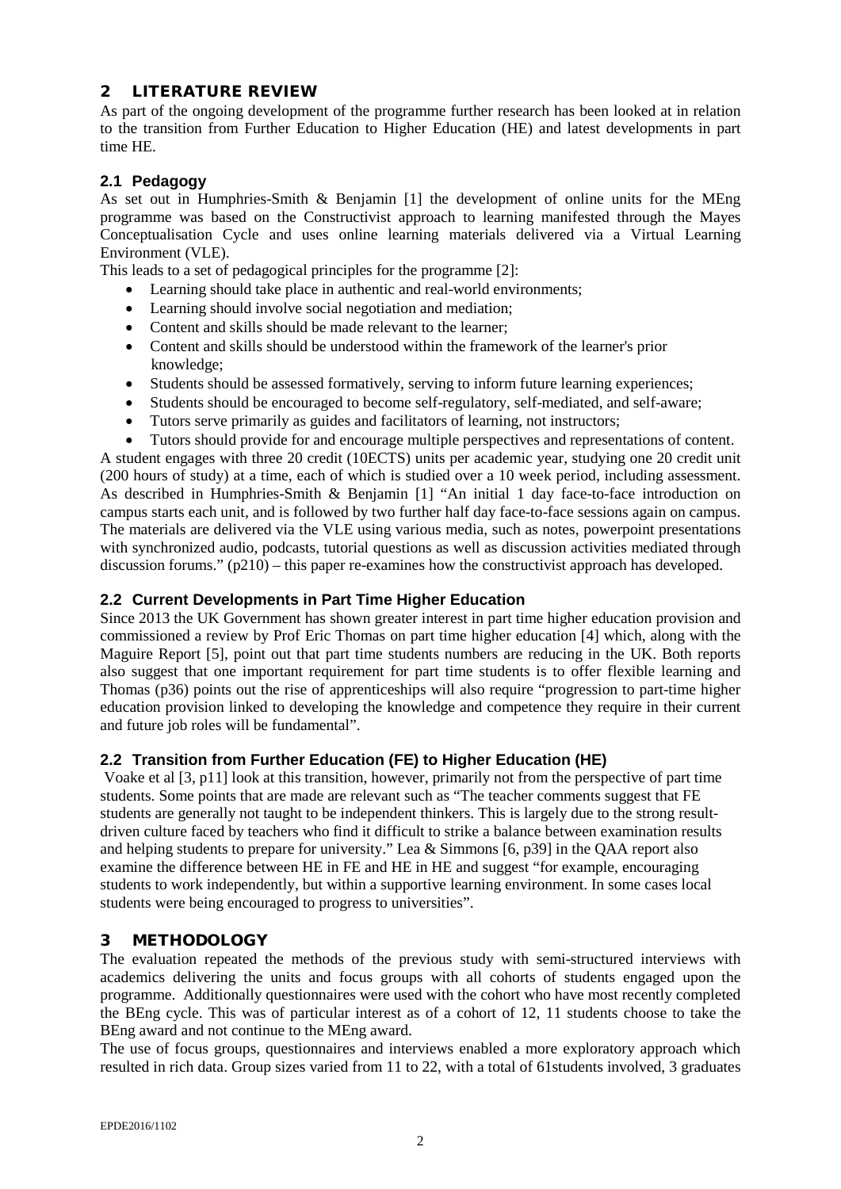## 2 LITERATURE REVIEW

As part of the ongoing development of the programme further research has been looked at in relation to the transition from Further Education to Higher Education (HE) and latest developments in part time HE.

### 2.1 Pedagogy

As set out in Humphries-Smith & Benjamin [1] the development of online units for the MEng programme was based on the Constructivist approach to learning manifested through the Mayes Conceptualisation Cycle and uses online learning materials delivered via a Virtual Learning Environment (VLE).

This leads to a set of pedagogical principles for the programme [2]:

- Learning should take place in authentic and real-world environments;
- Learning should involve social negotiation and mediation;
- Content and skills should be made relevant to the learner;
- Content and skills should be understood within the framework of the learner's prior knowledge;
- Students should be assessed formatively, serving to inform future learning experiences;
- Students should be encouraged to become self-regulatory, self-mediated, and self-aware;
- Tutors serve primarily as guides and facilitators of learning, not instructors;
- Tutors should provide for and encourage multiple perspectives and representations of content.

A student engages with three 20 credit (10ECTS) units per academic year, studying one 20 credit unit (200 hours of study) at a time, each of which is studied over a 10 week period, including assessment. As described in Humphries-Smith & Benjamin [1] "An initial 1 day face-to-face introduction on campus starts each unit, and is followed by two further half day face-to-face sessions again on campus. The materials are delivered via the VLE using various media, such as notes, powerpoint presentations with synchronized audio, podcasts, tutorial questions as well as discussion activities mediated through discussion forums." (p210) – this paper re-examines how the constructivist approach has developed.

### 2.2 Current Developments in Part Time Higher Education

Since 2013 the UK Government has shown greater interest in part time higher education provision and commissioned a review by Prof Eric Thomas on part time higher education [4] which, along with the Maguire Report [5], point out that part time students numbers are reducing in the UK. Both reports also suggest that one important requirement for part time students is to offer flexible learning and Thomas (p36) points out the rise of apprenticeships will also require "progression to part-time higher education provision linked to developing the knowledge and competence they require in their current and future job roles will be fundamental".

### 2.2 Transition from Further Education (FE) to Higher Education (HE)

Voake et al [3, p11] look at this transition, however, primarily not from the perspective of part time students. Some points that are made are relevant such as "The teacher comments suggest that FE students are generally not taught to be independent thinkers. This is largely due to the strong result-driven culture faced by teachers who find it difficult to strike a balance between examination results and helping students to prepare for university." Lea & Simmons [6, p39] in the QAA report also examine the difference between HE in FE and HE in HE and suggest "for example, encouraging students to work independently, but within a supportive learning environment. In some cases local students were being encouraged to progress to universities".

## 3 METHODOLOGY

The evaluation repeated the methods of the previous study with semi-structured interviews with academics delivering the units and focus groups with all cohorts of students engaged upon the programme. Additionally questionnaires were used with the cohort who have most recently completed the BEng cycle. This was of particular interest as of a cohort of 12, 11 students choose to take the BEng award and not continue to the MEng award.

The use of focus groups, questionnaires and interviews enabled a more exploratory approach which resulted in rich data. Group sizes varied from 11 to 22, with a total of 61students involved, 3 graduates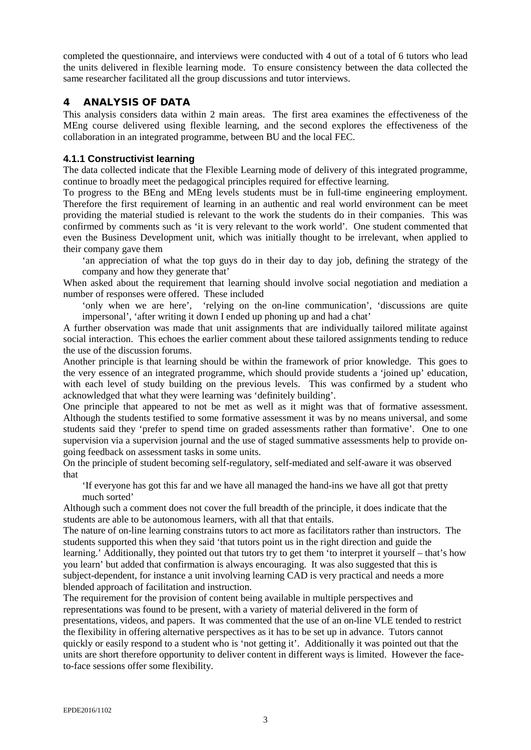completed the questionnaire, and interviews were conducted with 4 out of a total of 6 tutors who lead the units delivered in flexible learning mode. To ensure consistency between the data collected the same researcher facilitated all the group discussions and tutor interviews.

# 4 ANALYSIS OF DATA

This analysis considers data within 2 main areas. The first area examines the effectiveness of the MEng course delivered using flexible learning, and the second explores the effectiveness of the collaboration in an integrated programme, between BU and the local FEC.

### 4.1.1 Constructivist learning

The data collected indicate that the Flexible Learning mode of delivery of this integrated programme, continue to broadly meet the pedagogical principles required for effective learning.

To progress to the BEng and MEng levels students must be in full-time engineering employment. Therefore the first requirement of learning in an authentic and real world environment can be meet providing the material studied is relevant to the work the students do in their companies. This was confirmed by comments such as 'it is very relevant to the work world'. One student commented that even the Business Development unit, which was initially thought to be irrelevant, when applied to their company gave them

> 'an appreciation of what the top guys do in their day to day job, defining the strategy of the company and how they generate that'

When asked about the requirement that learning should involve social negotiation and mediation a number of responses were offered. These included

> 'only when we are here', 'relying on the on-line communication', 'discussions are quite impersonal', 'after writing it down I ended up phoning up and had a chat'

A further observation was made that unit assignments that are individually tailored militate against social interaction. This echoes the earlier comment about these tailored assignments tending to reduce the use of the discussion forums.

Another principle is that learning should be within the framework of prior knowledge. This goes to the very essence of an integrated programme, which should provide students a 'joined up' education, with each level of study building on the previous levels. This was confirmed by a student who acknowledged that what they were learning was 'definitely building'.

One principle that appeared to not be met as well as it might was that of formative assessment. Although the students testified to some formative assessment it was by no means universal, and some students said they 'prefer to spend time on graded assessments rather than formative'. One to one supervision via a supervision journal and the use of staged summative assessments help to provide on-going feedback on assessment tasks in some units.

On the principle of student becoming self-regulatory, self-mediated and self-aware it was observed that

> 'If everyone has got this far and we have all managed the hand-ins we have all got that pretty much sorted'

Although such a comment does not cover the full breadth of the principle, it does indicate that the students are able to be autonomous learners, with all that that entails.

The nature of on-line learning constrains tutors to act more as facilitators rather than instructors. The students supported this when they said 'that tutors point us in the right direction and guide the learning.' Additionally, they pointed out that tutors try to get them 'to interpret it yourself – that's how you learn' but added that confirmation is always encouraging. It was also suggested that this is subject-dependent, for instance a unit involving learning CAD is very practical and needs a more blended approach of facilitation and instruction.

The requirement for the provision of content being available in multiple perspectives and representations was found to be present, with a variety of material delivered in the form of presentations, videos, and papers. It was commented that the use of an on-line VLE tended to restrict the flexibility in offering alternative perspectives as it has to be set up in advance. Tutors cannot quickly or easily respond to a student who is 'not getting it'. Additionally it was pointed out that the units are short therefore opportunity to deliver content in different ways is limited. However the face-to-face sessions offer some flexibility.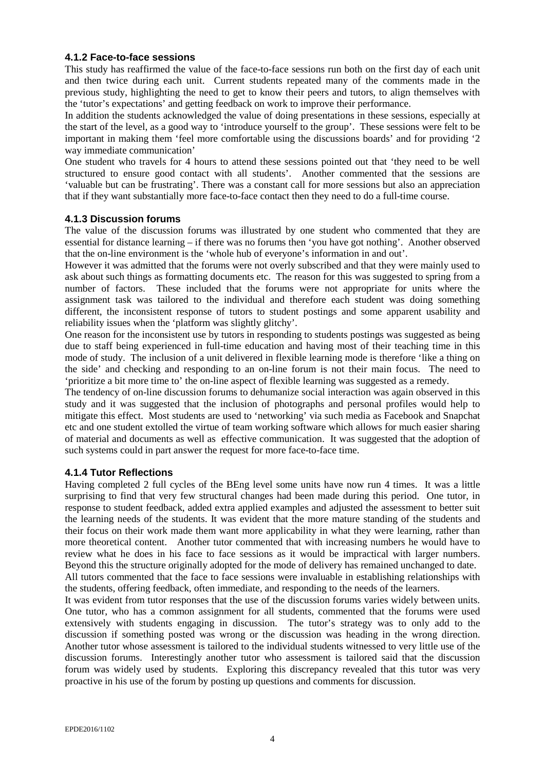### 4.1.2 Face-to-face sessions

This study has reaffirmed the value of the face-to-face sessions run both on the first day of each unit and then twice during each unit. Current students repeated many of the comments made in the previous study, highlighting the need to get to know their peers and tutors, to align themselves with the 'tutor's expectations' and getting feedback on work to improve their performance.

In addition the students acknowledged the value of doing presentations in these sessions, especially at the start of the level, as a good way to 'introduce yourself to the group'. These sessions were felt to be important in making them 'feel more comfortable using the discussions boards' and for providing '2 way immediate communication'

One student who travels for 4 hours to attend these sessions pointed out that 'they need to be well structured to ensure good contact with all students'. Another commented that the sessions are 'valuable but can be frustrating'. There was a constant call for more sessions but also an appreciation that if they want substantially more face-to-face contact then they need to do a full-time course.

### 4.1.3 Discussion forums

The value of the discussion forums was illustrated by one student who commented that they are essential for distance learning – if there was no forums then 'you have got nothing'. Another observed that the on-line environment is the 'whole hub of everyone's information in and out'.

However it was admitted that the forums were not overly subscribed and that they were mainly used to ask about such things as formatting documents etc. The reason for this was suggested to spring from a number of factors. These included that the forums were not appropriate for units where the assignment task was tailored to the individual and therefore each student was doing something different, the inconsistent response of tutors to student postings and some apparent usability and reliability issues when the 'platform was slightly glitchy'.

One reason for the inconsistent use by tutors in responding to students postings was suggested as being due to staff being experienced in full-time education and having most of their teaching time in this mode of study. The inclusion of a unit delivered in flexible learning mode is therefore 'like a thing on the side' and checking and responding to an on-line forum is not their main focus. The need to 'prioritize a bit more time to' the on-line aspect of flexible learning was suggested as a remedy.

The tendency of on-line discussion forums to dehumanize social interaction was again observed in this study and it was suggested that the inclusion of photographs and personal profiles would help to mitigate this effect. Most students are used to 'networking' via such media as Facebook and Snapchat etc and one student extolled the virtue of team working software which allows for much easier sharing of material and documents as well as effective communication. It was suggested that the adoption of such systems could in part answer the request for more face-to-face time.

### 4.1.4 Tutor Reflections

Having completed 2 full cycles of the BEng level some units have now run 4 times. It was a little surprising to find that very few structural changes had been made during this period. One tutor, in response to student feedback, added extra applied examples and adjusted the assessment to better suit the learning needs of the students. It was evident that the more mature standing of the students and their focus on their work made them want more applicability in what they were learning, rather than more theoretical content. Another tutor commented that with increasing numbers he would have to review what he does in his face to face sessions as it would be impractical with larger numbers. Beyond this the structure originally adopted for the mode of delivery has remained unchanged to date.

All tutors commented that the face to face sessions were invaluable in establishing relationships with the students, offering feedback, often immediate, and responding to the needs of the learners.

It was evident from tutor responses that the use of the discussion forums varies widely between units. One tutor, who has a common assignment for all students, commented that the forums were used extensively with students engaging in discussion. The tutor's strategy was to only add to the discussion if something posted was wrong or the discussion was heading in the wrong direction. Another tutor whose assessment is tailored to the individual students witnessed to very little use of the discussion forums. Interestingly another tutor who assessment is tailored said that the discussion forum was widely used by students. Exploring this discrepancy revealed that this tutor was very proactive in his use of the forum by posting up questions and comments for discussion.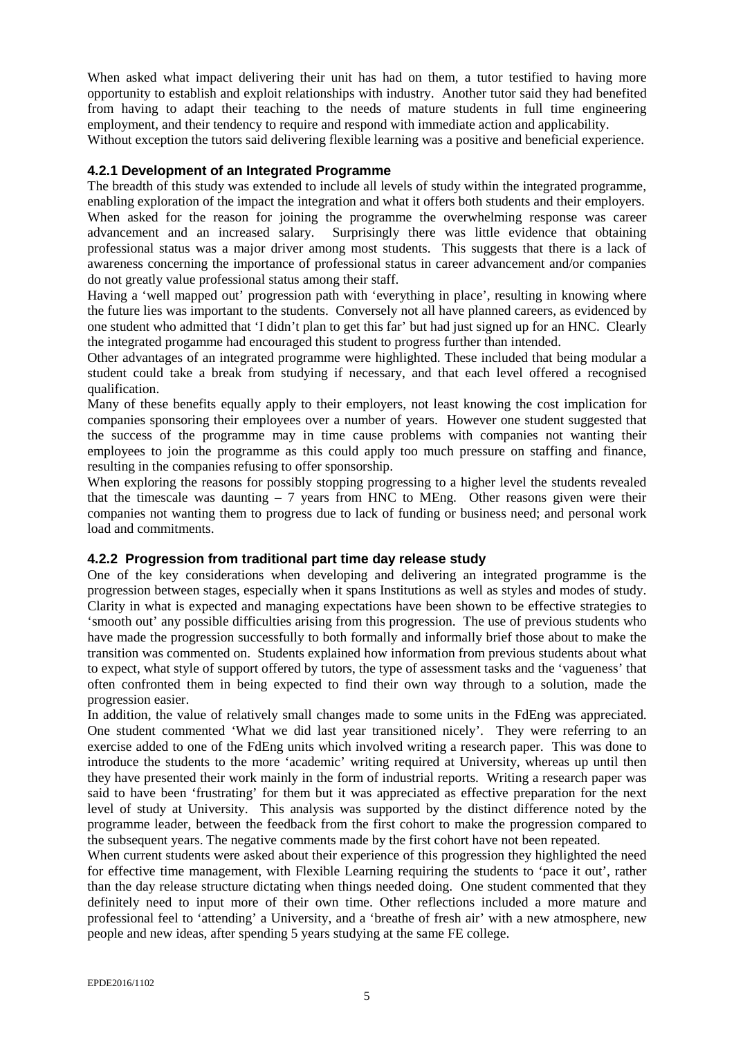When asked what impact delivering their unit has had on them, a tutor testified to having more opportunity to establish and exploit relationships with industry. Another tutor said they had benefited from having to adapt their teaching to the needs of mature students in full time engineering employment, and their tendency to require and respond with immediate action and applicability.

Without exception the tutors said delivering flexible learning was a positive and beneficial experience.

### 4.2.1 Development of an Integrated Programme

The breadth of this study was extended to include all levels of study within the integrated programme, enabling exploration of the impact the integration and what it offers both students and their employers. When asked for the reason for joining the programme the overwhelming response was career advancement and an increased salary. Surprisingly there was little evidence that obtaining professional status was a major driver among most students. This suggests that there is a lack of awareness concerning the importance of professional status in career advancement and/or companies do not greatly value professional status among their staff.

Having a 'well mapped out' progression path with 'everything in place', resulting in knowing where the future lies was important to the students. Conversely not all have planned careers, as evidenced by one student who admitted that 'I didn't plan to get this far' but had just signed up for an HNC. Clearly the integrated progamme had encouraged this student to progress further than intended.

Other advantages of an integrated programme were highlighted. These included that being modular a student could take a break from studying if necessary, and that each level offered a recognised qualification.

Many of these benefits equally apply to their employers, not least knowing the cost implication for companies sponsoring their employees over a number of years. However one student suggested that the success of the programme may in time cause problems with companies not wanting their employees to join the programme as this could apply too much pressure on staffing and finance, resulting in the companies refusing to offer sponsorship.

When exploring the reasons for possibly stopping progressing to a higher level the students revealed that the timescale was daunting – 7 years from HNC to MEng. Other reasons given were their companies not wanting them to progress due to lack of funding or business need; and personal work load and commitments.

### 4.2.2 Progression from traditional part time day release study

One of the key considerations when developing and delivering an integrated programme is the progression between stages, especially when it spans Institutions as well as styles and modes of study. Clarity in what is expected and managing expectations have been shown to be effective strategies to 'smooth out' any possible difficulties arising from this progression. The use of previous students who have made the progression successfully to both formally and informally brief those about to make the transition was commented on. Students explained how information from previous students about what to expect, what style of support offered by tutors, the type of assessment tasks and the 'vagueness' that often confronted them in being expected to find their own way through to a solution, made the progression easier.

In addition, the value of relatively small changes made to some units in the FdEng was appreciated. One student commented 'What we did last year transitioned nicely'. They were referring to an exercise added to one of the FdEng units which involved writing a research paper. This was done to introduce the students to the more 'academic' writing required at University, whereas up until then they have presented their work mainly in the form of industrial reports. Writing a research paper was said to have been 'frustrating' for them but it was appreciated as effective preparation for the next level of study at University. This analysis was supported by the distinct difference noted by the programme leader, between the feedback from the first cohort to make the progression compared to the subsequent years. The negative comments made by the first cohort have not been repeated.

When current students were asked about their experience of this progression they highlighted the need for effective time management, with Flexible Learning requiring the students to 'pace it out', rather than the day release structure dictating when things needed doing. One student commented that they definitely need to input more of their own time. Other reflections included a more mature and professional feel to 'attending' a University, and a 'breathe of fresh air' with a new atmosphere, new people and new ideas, after spending 5 years studying at the same FE college.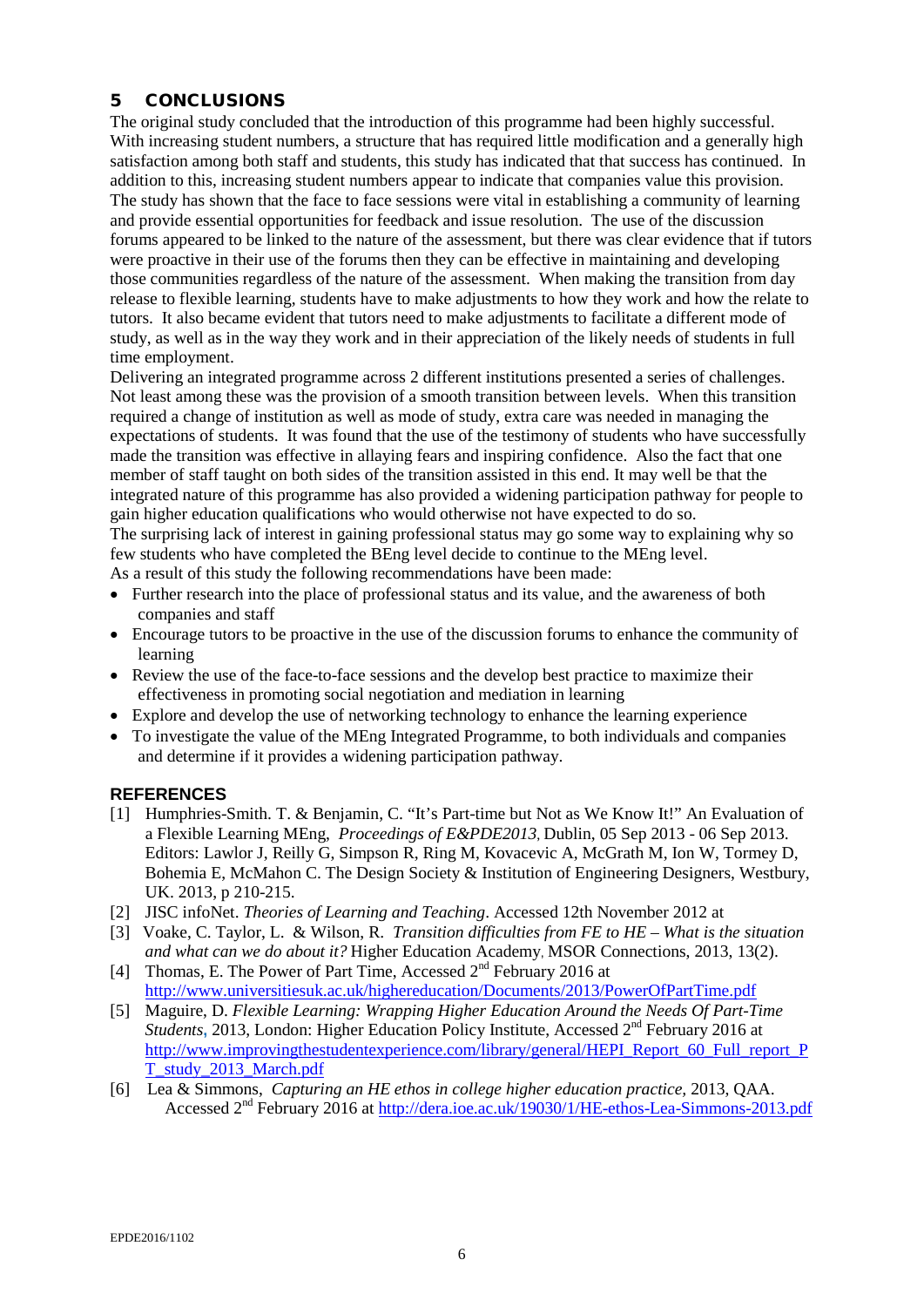## 5 CONCLUSIONS

The original study concluded that the introduction of this programme had been highly successful. With increasing student numbers, a structure that has required little modification and a generally high satisfaction among both staff and students, this study has indicated that that success has continued. In addition to this, increasing student numbers appear to indicate that companies value this provision. The study has shown that the face to face sessions were vital in establishing a community of learning and provide essential opportunities for feedback and issue resolution. The use of the discussion forums appeared to be linked to the nature of the assessment, but there was clear evidence that if tutors were proactive in their use of the forums then they can be effective in maintaining and developing those communities regardless of the nature of the assessment. When making the transition from day release to flexible learning, students have to make adjustments to how they work and how the relate to tutors. It also became evident that tutors need to make adjustments to facilitate a different mode of study, as well as in the way they work and in their appreciation of the likely needs of students in full time employment.

Delivering an integrated programme across 2 different institutions presented a series of challenges. Not least among these was the provision of a smooth transition between levels. When this transition required a change of institution as well as mode of study, extra care was needed in managing the expectations of students. It was found that the use of the testimony of students who have successfully made the transition was effective in allaying fears and inspiring confidence. Also the fact that one member of staff taught on both sides of the transition assisted in this end. It may well be that the integrated nature of this programme has also provided a widening participation pathway for people to gain higher education qualifications who would otherwise not have expected to do so.

The surprising lack of interest in gaining professional status may go some way to explaining why so few students who have completed the BEng level decide to continue to the MEng level.

As a result of this study the following recommendations have been made:

- Further research into the place of professional status and its value, and the awareness of both companies and staff
- Encourage tutors to be proactive in the use of the discussion forums to enhance the community of learning
- Review the use of the face-to-face sessions and the develop best practice to maximize their effectiveness in promoting social negotiation and mediation in learning
- Explore and develop the use of networking technology to enhance the learning experience
- To investigate the value of the MEng Integrated Programme, to both individuals and companies and determine if it provides a widening participation pathway.

## REFERENCES

[1] Humphries-Smith. T. & Benjamin, C. "It's Part-time but Not as We Know It!" An Evaluation of a Flexible Learning MEng, *Proceedings of E&PDE2013*, Dublin, 05 Sep 2013 - 06 Sep 2013. Editors: Lawlor J, Reilly G, Simpson R, Ring M, Kovacevic A, McGrath M, Ion W, Tormey D, Bohemia E, McMahon C. The Design Society & Institution of Engineering Designers, Westbury, UK. 2013, p 210-215.

[2] JISC infoNet. *Theories of Learning and Teaching*. Accessed 12th November 2012 at

[3] Voake, C. Taylor, L. & Wilson, R. *Transition difficulties from FE to HE – What is the situation and what can we do about it?* Higher Education Academy, MSOR Connections, 2013, 13(2).

[4] Thomas, E. The Power of Part Time, Accessed 2nd February 2016 at http://www.universitiesuk.ac.uk/highereducation/Documents/2013/PowerOfPartTime.pdf

[5] Maguire, D. *Flexible Learning: Wrapping Higher Education Around the Needs Of Part-Time Students*, 2013, London: Higher Education Policy Institute, Accessed 2nd February 2016 at http://www.improvingthestudentexperience.com/library/general/HEPI_Report_60_Full_report_PT_study_2013_March.pdf

[6] Lea & Simmons, *Capturing an HE ethos in college higher education practice*, 2013, QAA. Accessed 2nd February 2016 at http://dera.ioe.ac.uk/19030/1/HE-ethos-Lea-Simmons-2013.pdf